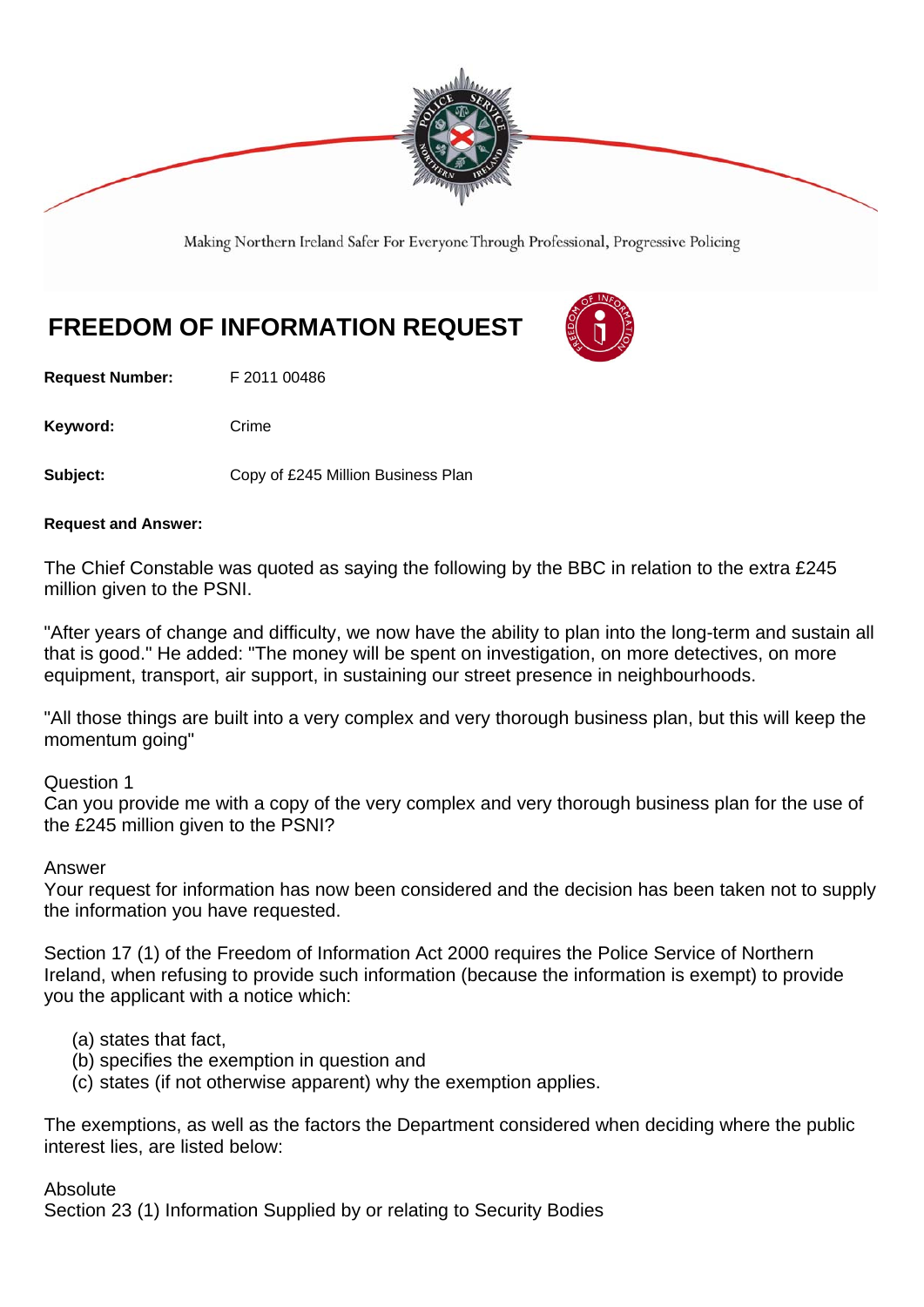Making Northern Ireland Safer For Everyone Through Professional, Progressive Policing

# FREEDOM OF INFORMATION REQUEST

**Request Number:** F 2011 00486

**Keyword:** Crime

**Subject:** Copy of £245 Million Business Plan

**Request and Answer:**

The Chief Constable was quoted as saying the following by the BBC in relation to the extra £245 million given to the PSNI.

"After years of change and difficulty, we now have the ability to plan into the long-term and sustain all that is good." He added: "The money will be spent on investigation, on more detectives, on more equipment, transport, air support, in sustaining our street presence in neighbourhoods.

"All those things are built into a very complex and very thorough business plan, but this will keep the momentum going"

Question 1
Can you provide me with a copy of the very complex and very thorough business plan for the use of the £245 million given to the PSNI?

Answer
Your request for information has now been considered and the decision has been taken not to supply the information you have requested.

Section 17 (1) of the Freedom of Information Act 2000 requires the Police Service of Northern Ireland, when refusing to provide such information (because the information is exempt) to provide you the applicant with a notice which:

(a) states that fact,
(b) specifies the exemption in question and
(c) states (if not otherwise apparent) why the exemption applies.

The exemptions, as well as the factors the Department considered when deciding where the public interest lies, are listed below:

Absolute
Section 23 (1) Information Supplied by or relating to Security Bodies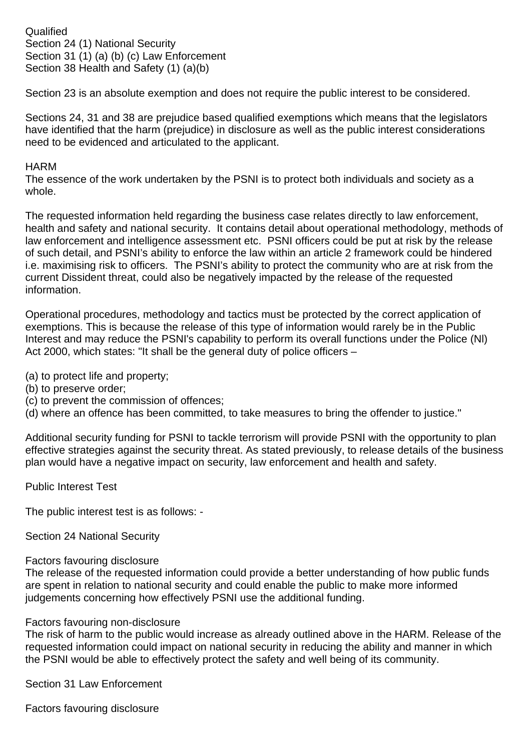Qualified
Section 24 (1) National Security
Section 31 (1) (a) (b) (c) Law Enforcement
Section 38 Health and Safety (1) (a)(b)

Section 23 is an absolute exemption and does not require the public interest to be considered.

Sections 24, 31 and 38 are prejudice based qualified exemptions which means that the legislators have identified that the harm (prejudice) in disclosure as well as the public interest considerations need to be evidenced and articulated to the applicant.

HARM
The essence of the work undertaken by the PSNI is to protect both individuals and society as a whole.

The requested information held regarding the business case relates directly to law enforcement, health and safety and national security. It contains detail about operational methodology, methods of law enforcement and intelligence assessment etc. PSNI officers could be put at risk by the release of such detail, and PSNI's ability to enforce the law within an article 2 framework could be hindered i.e. maximising risk to officers. The PSNI's ability to protect the community who are at risk from the current Dissident threat, could also be negatively impacted by the release of the requested information.

Operational procedures, methodology and tactics must be protected by the correct application of exemptions. This is because the release of this type of information would rarely be in the Public Interest and may reduce the PSNI's capability to perform its overall functions under the Police (NI) Act 2000, which states: "It shall be the general duty of police officers –

(a) to protect life and property;
(b) to preserve order;
(c) to prevent the commission of offences;
(d) where an offence has been committed, to take measures to bring the offender to justice."

Additional security funding for PSNI to tackle terrorism will provide PSNI with the opportunity to plan effective strategies against the security threat. As stated previously, to release details of the business plan would have a negative impact on security, law enforcement and health and safety.

Public Interest Test

The public interest test is as follows: -

Section 24 National Security

Factors favouring disclosure
The release of the requested information could provide a better understanding of how public funds are spent in relation to national security and could enable the public to make more informed judgements concerning how effectively PSNI use the additional funding.

Factors favouring non-disclosure
The risk of harm to the public would increase as already outlined above in the HARM. Release of the requested information could impact on national security in reducing the ability and manner in which the PSNI would be able to effectively protect the safety and well being of its community.

Section 31 Law Enforcement

Factors favouring disclosure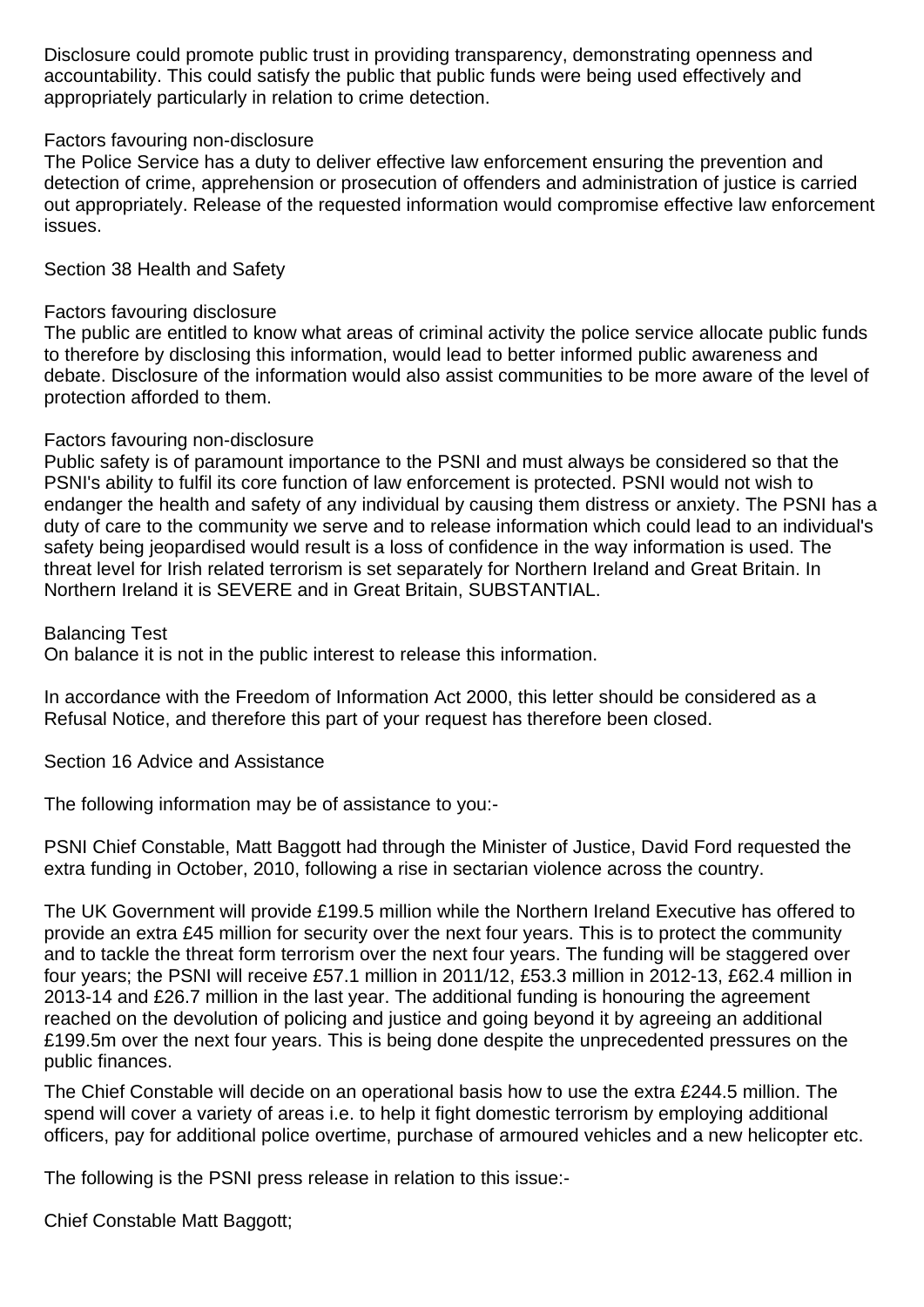Disclosure could promote public trust in providing transparency, demonstrating openness and accountability. This could satisfy the public that public funds were being used effectively and appropriately particularly in relation to crime detection.

Factors favouring non-disclosure
The Police Service has a duty to deliver effective law enforcement ensuring the prevention and detection of crime, apprehension or prosecution of offenders and administration of justice is carried out appropriately. Release of the requested information would compromise effective law enforcement issues.

Section 38 Health and Safety

Factors favouring disclosure
The public are entitled to know what areas of criminal activity the police service allocate public funds to therefore by disclosing this information, would lead to better informed public awareness and debate. Disclosure of the information would also assist communities to be more aware of the level of protection afforded to them.

Factors favouring non-disclosure
Public safety is of paramount importance to the PSNI and must always be considered so that the PSNI's ability to fulfil its core function of law enforcement is protected. PSNI would not wish to endanger the health and safety of any individual by causing them distress or anxiety. The PSNI has a duty of care to the community we serve and to release information which could lead to an individual's safety being jeopardised would result is a loss of confidence in the way information is used. The threat level for Irish related terrorism is set separately for Northern Ireland and Great Britain. In Northern Ireland it is SEVERE and in Great Britain, SUBSTANTIAL.

Balancing Test
On balance it is not in the public interest to release this information.

In accordance with the Freedom of Information Act 2000, this letter should be considered as a Refusal Notice, and therefore this part of your request has therefore been closed.

Section 16 Advice and Assistance

The following information may be of assistance to you:-

PSNI Chief Constable, Matt Baggott had through the Minister of Justice, David Ford requested the extra funding in October, 2010, following a rise in sectarian violence across the country.

The UK Government will provide £199.5 million while the Northern Ireland Executive has offered to provide an extra £45 million for security over the next four years. This is to protect the community and to tackle the threat form terrorism over the next four years. The funding will be staggered over four years; the PSNI will receive £57.1 million in 2011/12, £53.3 million in 2012-13, £62.4 million in 2013-14 and £26.7 million in the last year. The additional funding is honouring the agreement reached on the devolution of policing and justice and going beyond it by agreeing an additional £199.5m over the next four years. This is being done despite the unprecedented pressures on the public finances.

The Chief Constable will decide on an operational basis how to use the extra £244.5 million. The spend will cover a variety of areas i.e. to help it fight domestic terrorism by employing additional officers, pay for additional police overtime, purchase of armoured vehicles and a new helicopter etc.

The following is the PSNI press release in relation to this issue:-

Chief Constable Matt Baggott;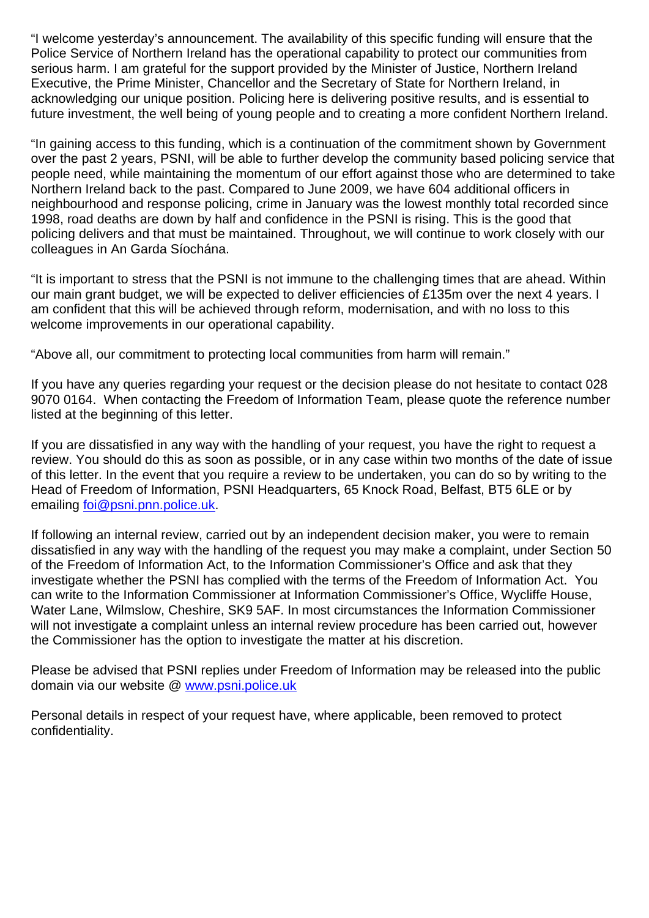"I welcome yesterday's announcement. The availability of this specific funding will ensure that the Police Service of Northern Ireland has the operational capability to protect our communities from serious harm. I am grateful for the support provided by the Minister of Justice, Northern Ireland Executive, the Prime Minister, Chancellor and the Secretary of State for Northern Ireland, in acknowledging our unique position. Policing here is delivering positive results, and is essential to future investment, the well being of young people and to creating a more confident Northern Ireland.

"In gaining access to this funding, which is a continuation of the commitment shown by Government over the past 2 years, PSNI, will be able to further develop the community based policing service that people need, while maintaining the momentum of our effort against those who are determined to take Northern Ireland back to the past. Compared to June 2009, we have 604 additional officers in neighbourhood and response policing, crime in January was the lowest monthly total recorded since 1998, road deaths are down by half and confidence in the PSNI is rising. This is the good that policing delivers and that must be maintained. Throughout, we will continue to work closely with our colleagues in An Garda Síochána.

"It is important to stress that the PSNI is not immune to the challenging times that are ahead. Within our main grant budget, we will be expected to deliver efficiencies of £135m over the next 4 years. I am confident that this will be achieved through reform, modernisation, and with no loss to this welcome improvements in our operational capability.

"Above all, our commitment to protecting local communities from harm will remain."

If you have any queries regarding your request or the decision please do not hesitate to contact 028 9070 0164. When contacting the Freedom of Information Team, please quote the reference number listed at the beginning of this letter.

If you are dissatisfied in any way with the handling of your request, you have the right to request a review. You should do this as soon as possible, or in any case within two months of the date of issue of this letter. In the event that you require a review to be undertaken, you can do so by writing to the Head of Freedom of Information, PSNI Headquarters, 65 Knock Road, Belfast, BT5 6LE or by emailing foi@psni.pnn.police.uk.

If following an internal review, carried out by an independent decision maker, you were to remain dissatisfied in any way with the handling of the request you may make a complaint, under Section 50 of the Freedom of Information Act, to the Information Commissioner's Office and ask that they investigate whether the PSNI has complied with the terms of the Freedom of Information Act. You can write to the Information Commissioner at Information Commissioner's Office, Wycliffe House, Water Lane, Wilmslow, Cheshire, SK9 5AF. In most circumstances the Information Commissioner will not investigate a complaint unless an internal review procedure has been carried out, however the Commissioner has the option to investigate the matter at his discretion.

Please be advised that PSNI replies under Freedom of Information may be released into the public domain via our website @ www.psni.police.uk

Personal details in respect of your request have, where applicable, been removed to protect confidentiality.